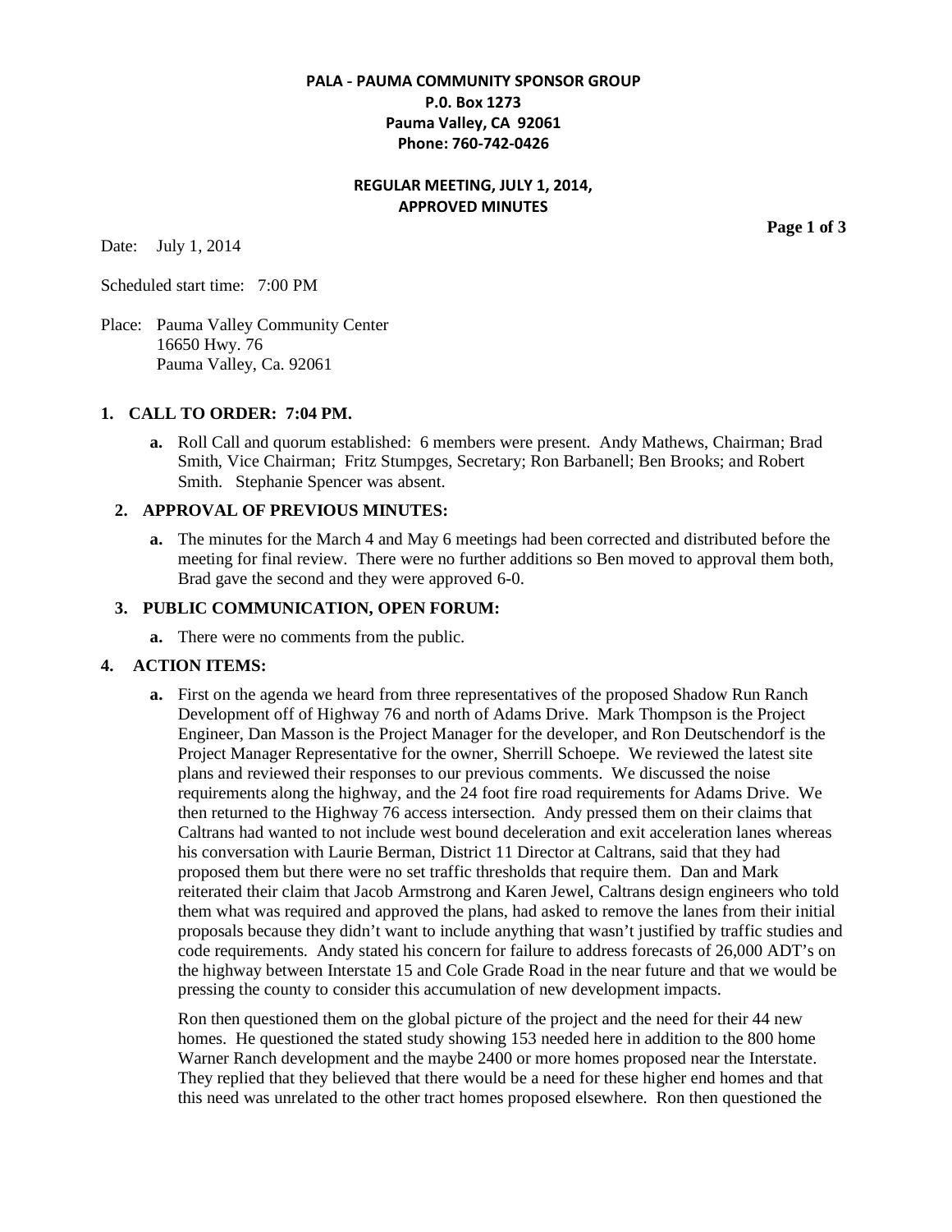**PALA - PAUMA COMMUNITY SPONSOR GROUP**
**P.0. Box 1273**
**Pauma Valley, CA 92061**
**Phone: 760-742-0426**

**REGULAR MEETING, JULY 1, 2014,**
**APPROVED MINUTES**

Date: July 1, 2014

Scheduled start time: 7:00 PM

Place: Pauma Valley Community Center
16650 Hwy. 76
Pauma Valley, Ca. 92061

## 1. CALL TO ORDER: 7:04 PM.

a. Roll Call and quorum established: 6 members were present. Andy Mathews, Chairman; Brad Smith, Vice Chairman; Fritz Stumpges, Secretary; Ron Barbanell; Ben Brooks; and Robert Smith. Stephanie Spencer was absent.

## 2. APPROVAL OF PREVIOUS MINUTES:

a. The minutes for the March 4 and May 6 meetings had been corrected and distributed before the meeting for final review. There were no further additions so Ben moved to approval them both, Brad gave the second and they were approved 6-0.

## 3. PUBLIC COMMUNICATION, OPEN FORUM:

a. There were no comments from the public.

## 4. ACTION ITEMS:

a. First on the agenda we heard from three representatives of the proposed Shadow Run Ranch Development off of Highway 76 and north of Adams Drive. Mark Thompson is the Project Engineer, Dan Masson is the Project Manager for the developer, and Ron Deutschendorf is the Project Manager Representative for the owner, Sherrill Schoepe. We reviewed the latest site plans and reviewed their responses to our previous comments. We discussed the noise requirements along the highway, and the 24 foot fire road requirements for Adams Drive. We then returned to the Highway 76 access intersection. Andy pressed them on their claims that Caltrans had wanted to not include west bound deceleration and exit acceleration lanes whereas his conversation with Laurie Berman, District 11 Director at Caltrans, said that they had proposed them but there were no set traffic thresholds that require them. Dan and Mark reiterated their claim that Jacob Armstrong and Karen Jewel, Caltrans design engineers who told them what was required and approved the plans, had asked to remove the lanes from their initial proposals because they didn't want to include anything that wasn't justified by traffic studies and code requirements. Andy stated his concern for failure to address forecasts of 26,000 ADT's on the highway between Interstate 15 and Cole Grade Road in the near future and that we would be pressing the county to consider this accumulation of new development impacts.

Ron then questioned them on the global picture of the project and the need for their 44 new homes. He questioned the stated study showing 153 needed here in addition to the 800 home Warner Ranch development and the maybe 2400 or more homes proposed near the Interstate. They replied that they believed that there would be a need for these higher end homes and that this need was unrelated to the other tract homes proposed elsewhere. Ron then questioned the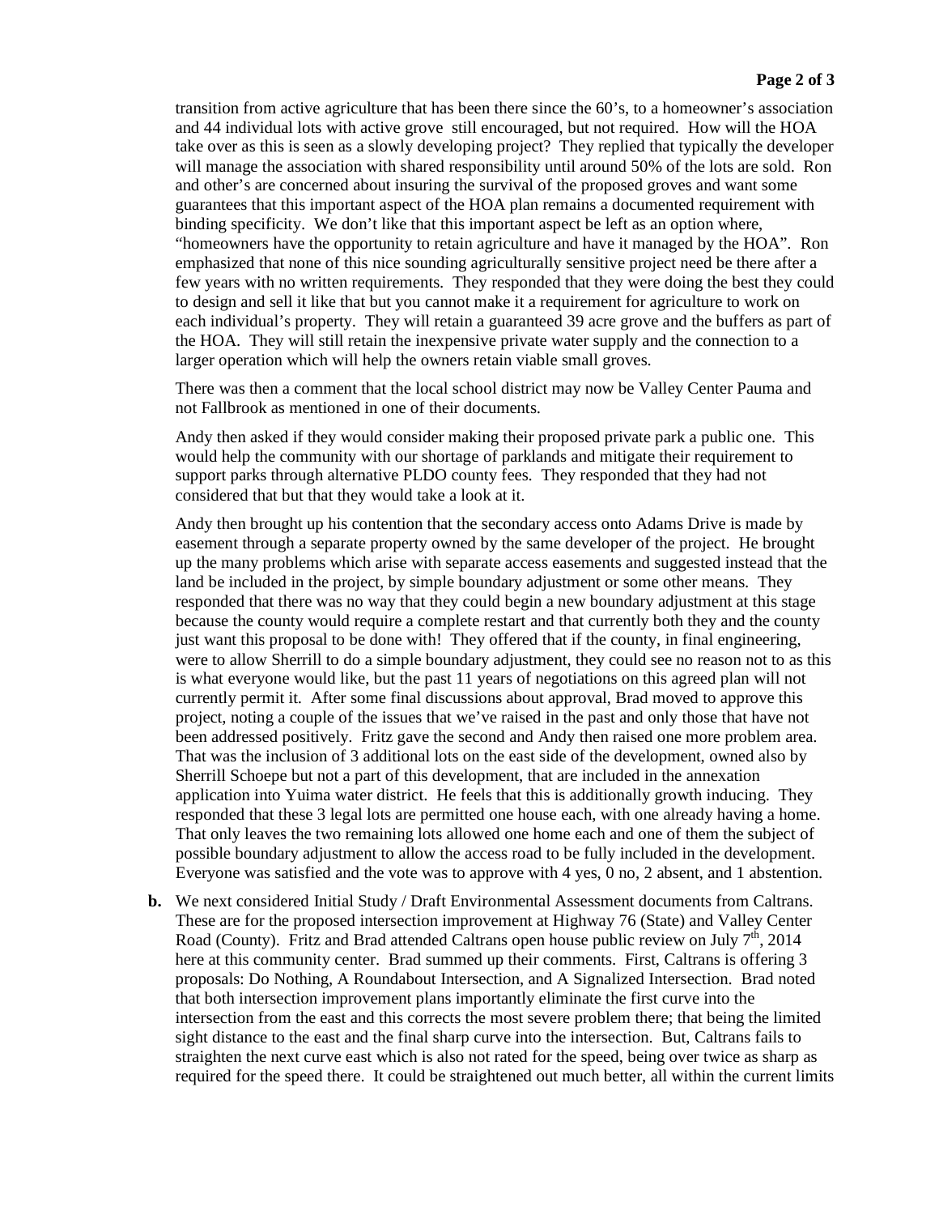transition from active agriculture that has been there since the 60's, to a homeowner's association and 44 individual lots with active grove still encouraged, but not required. How will the HOA take over as this is seen as a slowly developing project? They replied that typically the developer will manage the association with shared responsibility until around 50% of the lots are sold. Ron and other's are concerned about insuring the survival of the proposed groves and want some guarantees that this important aspect of the HOA plan remains a documented requirement with binding specificity. We don't like that this important aspect be left as an option where, "homeowners have the opportunity to retain agriculture and have it managed by the HOA". Ron emphasized that none of this nice sounding agriculturally sensitive project need be there after a few years with no written requirements. They responded that they were doing the best they could to design and sell it like that but you cannot make it a requirement for agriculture to work on each individual's property. They will retain a guaranteed 39 acre grove and the buffers as part of the HOA. They will still retain the inexpensive private water supply and the connection to a larger operation which will help the owners retain viable small groves.

There was then a comment that the local school district may now be Valley Center Pauma and not Fallbrook as mentioned in one of their documents.

Andy then asked if they would consider making their proposed private park a public one. This would help the community with our shortage of parklands and mitigate their requirement to support parks through alternative PLDO county fees. They responded that they had not considered that but that they would take a look at it.

Andy then brought up his contention that the secondary access onto Adams Drive is made by easement through a separate property owned by the same developer of the project. He brought up the many problems which arise with separate access easements and suggested instead that the land be included in the project, by simple boundary adjustment or some other means. They responded that there was no way that they could begin a new boundary adjustment at this stage because the county would require a complete restart and that currently both they and the county just want this proposal to be done with! They offered that if the county, in final engineering, were to allow Sherrill to do a simple boundary adjustment, they could see no reason not to as this is what everyone would like, but the past 11 years of negotiations on this agreed plan will not currently permit it. After some final discussions about approval, Brad moved to approve this project, noting a couple of the issues that we've raised in the past and only those that have not been addressed positively. Fritz gave the second and Andy then raised one more problem area. That was the inclusion of 3 additional lots on the east side of the development, owned also by Sherrill Schoepe but not a part of this development, that are included in the annexation application into Yuima water district. He feels that this is additionally growth inducing. They responded that these 3 legal lots are permitted one house each, with one already having a home. That only leaves the two remaining lots allowed one home each and one of them the subject of possible boundary adjustment to allow the access road to be fully included in the development. Everyone was satisfied and the vote was to approve with 4 yes, 0 no, 2 absent, and 1 abstention.

**b.** We next considered Initial Study / Draft Environmental Assessment documents from Caltrans. These are for the proposed intersection improvement at Highway 76 (State) and Valley Center Road (County). Fritz and Brad attended Caltrans open house public review on July 7th, 2014 here at this community center. Brad summed up their comments. First, Caltrans is offering 3 proposals: Do Nothing, A Roundabout Intersection, and A Signalized Intersection. Brad noted that both intersection improvement plans importantly eliminate the first curve into the intersection from the east and this corrects the most severe problem there; that being the limited sight distance to the east and the final sharp curve into the intersection. But, Caltrans fails to straighten the next curve east which is also not rated for the speed, being over twice as sharp as required for the speed there. It could be straightened out much better, all within the current limits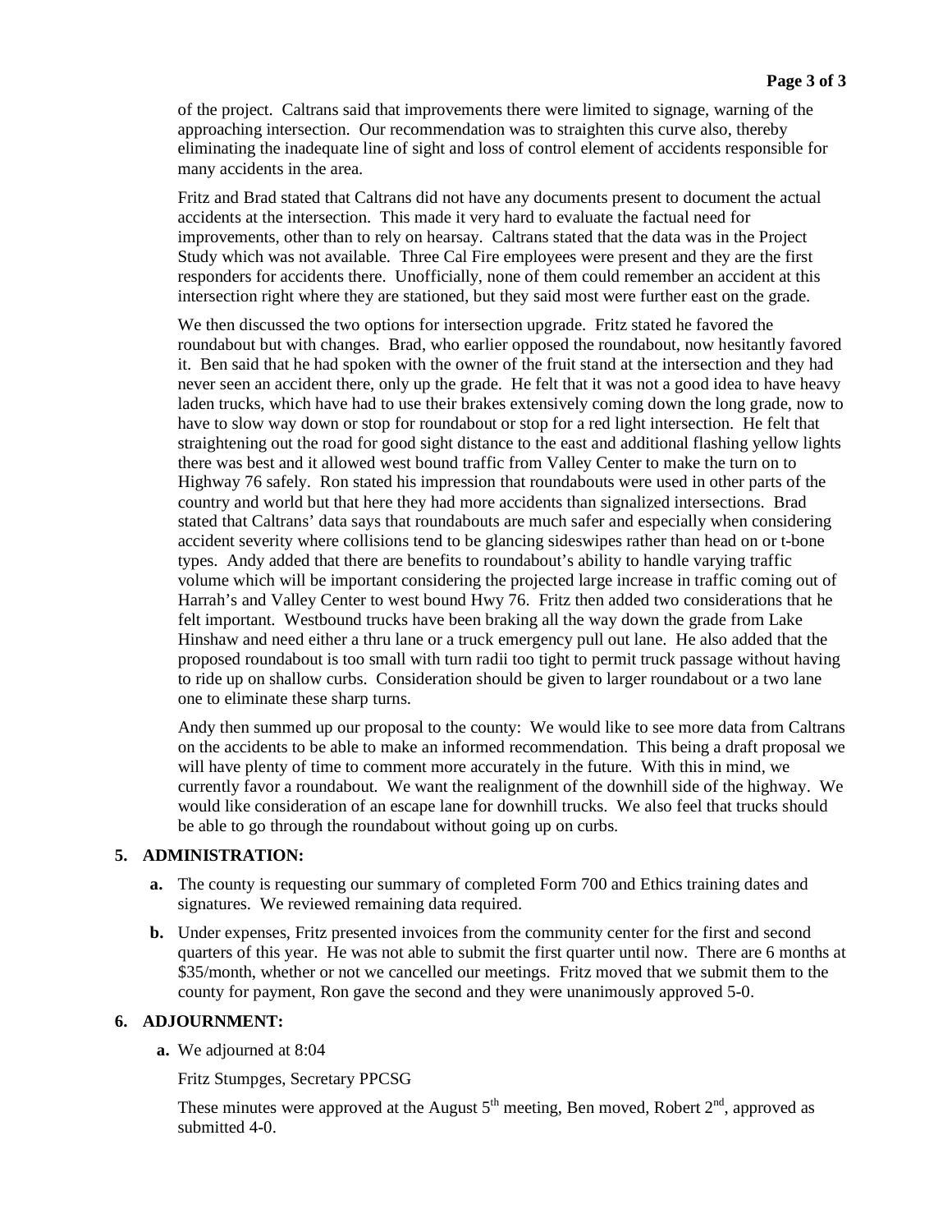of the project. Caltrans said that improvements there were limited to signage, warning of the approaching intersection. Our recommendation was to straighten this curve also, thereby eliminating the inadequate line of sight and loss of control element of accidents responsible for many accidents in the area.

Fritz and Brad stated that Caltrans did not have any documents present to document the actual accidents at the intersection. This made it very hard to evaluate the factual need for improvements, other than to rely on hearsay. Caltrans stated that the data was in the Project Study which was not available. Three Cal Fire employees were present and they are the first responders for accidents there. Unofficially, none of them could remember an accident at this intersection right where they are stationed, but they said most were further east on the grade.

We then discussed the two options for intersection upgrade. Fritz stated he favored the roundabout but with changes. Brad, who earlier opposed the roundabout, now hesitantly favored it. Ben said that he had spoken with the owner of the fruit stand at the intersection and they had never seen an accident there, only up the grade. He felt that it was not a good idea to have heavy laden trucks, which have had to use their brakes extensively coming down the long grade, now to have to slow way down or stop for roundabout or stop for a red light intersection. He felt that straightening out the road for good sight distance to the east and additional flashing yellow lights there was best and it allowed west bound traffic from Valley Center to make the turn on to Highway 76 safely. Ron stated his impression that roundabouts were used in other parts of the country and world but that here they had more accidents than signalized intersections. Brad stated that Caltrans' data says that roundabouts are much safer and especially when considering accident severity where collisions tend to be glancing sideswipes rather than head on or t-bone types. Andy added that there are benefits to roundabout's ability to handle varying traffic volume which will be important considering the projected large increase in traffic coming out of Harrah's and Valley Center to west bound Hwy 76. Fritz then added two considerations that he felt important. Westbound trucks have been braking all the way down the grade from Lake Hinshaw and need either a thru lane or a truck emergency pull out lane. He also added that the proposed roundabout is too small with turn radii too tight to permit truck passage without having to ride up on shallow curbs. Consideration should be given to larger roundabout or a two lane one to eliminate these sharp turns.

Andy then summed up our proposal to the county: We would like to see more data from Caltrans on the accidents to be able to make an informed recommendation. This being a draft proposal we will have plenty of time to comment more accurately in the future. With this in mind, we currently favor a roundabout. We want the realignment of the downhill side of the highway. We would like consideration of an escape lane for downhill trucks. We also feel that trucks should be able to go through the roundabout without going up on curbs.

**5. ADMINISTRATION:**

**a.** The county is requesting our summary of completed Form 700 and Ethics training dates and signatures. We reviewed remaining data required.

**b.** Under expenses, Fritz presented invoices from the community center for the first and second quarters of this year. He was not able to submit the first quarter until now. There are 6 months at $35/month, whether or not we cancelled our meetings. Fritz moved that we submit them to the county for payment, Ron gave the second and they were unanimously approved 5-0.

**6. ADJOURNMENT:**

**a.** We adjourned at 8:04

Fritz Stumpges, Secretary PPCSG

These minutes were approved at the August 5th meeting, Ben moved, Robert 2nd, approved as submitted 4-0.